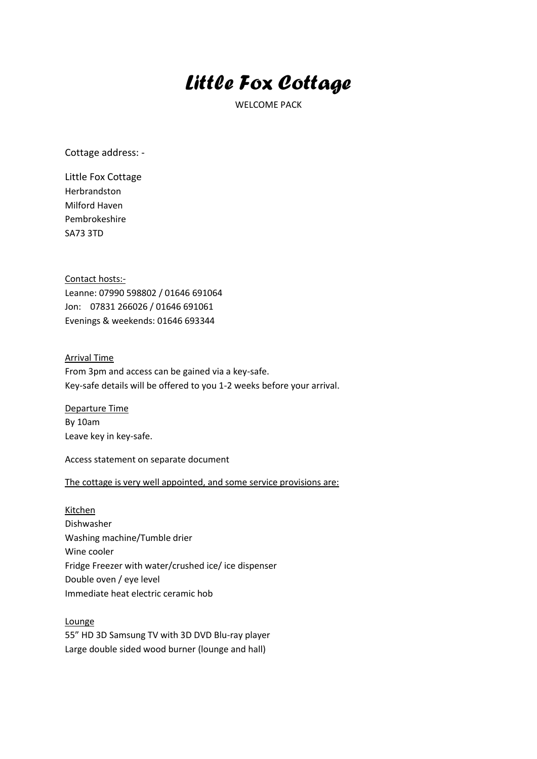# *Little Fox Cottage*

WELCOME PACK

Cottage address: -

Little Fox Cottage
Herbrandston
Milford Haven
Pembrokeshire
SA73 3TD

Contact hosts:-
Leanne: 07990 598802 / 01646 691064
Jon: 07831 266026 / 01646 691061
Evenings & weekends: 01646 693344

Arrival Time
From 3pm and access can be gained via a key-safe.
Key-safe details will be offered to you 1-2 weeks before your arrival.

Departure Time
By 10am
Leave key in key-safe.

Access statement on separate document

The cottage is very well appointed, and some service provisions are:

Kitchen
Dishwasher
Washing machine/Tumble drier
Wine cooler
Fridge Freezer with water/crushed ice/ ice dispenser
Double oven / eye level
Immediate heat electric ceramic hob

Lounge
55" HD 3D Samsung TV with 3D DVD Blu-ray player
Large double sided wood burner (lounge and hall)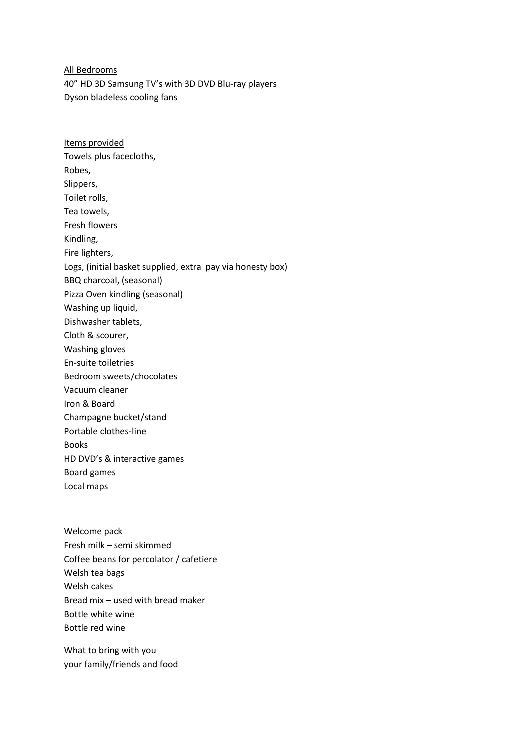<u>All Bedrooms</u>

40" HD 3D Samsung TV's with 3D DVD Blu-ray players
Dyson bladeless cooling fans

<u>Items provided</u>

Towels plus facecloths,
Robes,
Slippers,
Toilet rolls,
Tea towels,
Fresh flowers
Kindling,
Fire lighters,
Logs, (initial basket supplied, extra pay via honesty box)
BBQ charcoal, (seasonal)
Pizza Oven kindling (seasonal)
Washing up liquid,
Dishwasher tablets,
Cloth & scourer,
Washing gloves
En-suite toiletries
Bedroom sweets/chocolates
Vacuum cleaner
Iron & Board
Champagne bucket/stand
Portable clothes-line
Books
HD DVD's & interactive games
Board games
Local maps

<u>Welcome pack</u>

Fresh milk – semi skimmed
Coffee beans for percolator / cafetiere
Welsh tea bags
Welsh cakes
Bread mix – used with bread maker
Bottle white wine
Bottle red wine

<u>What to bring with you</u>

your family/friends and food